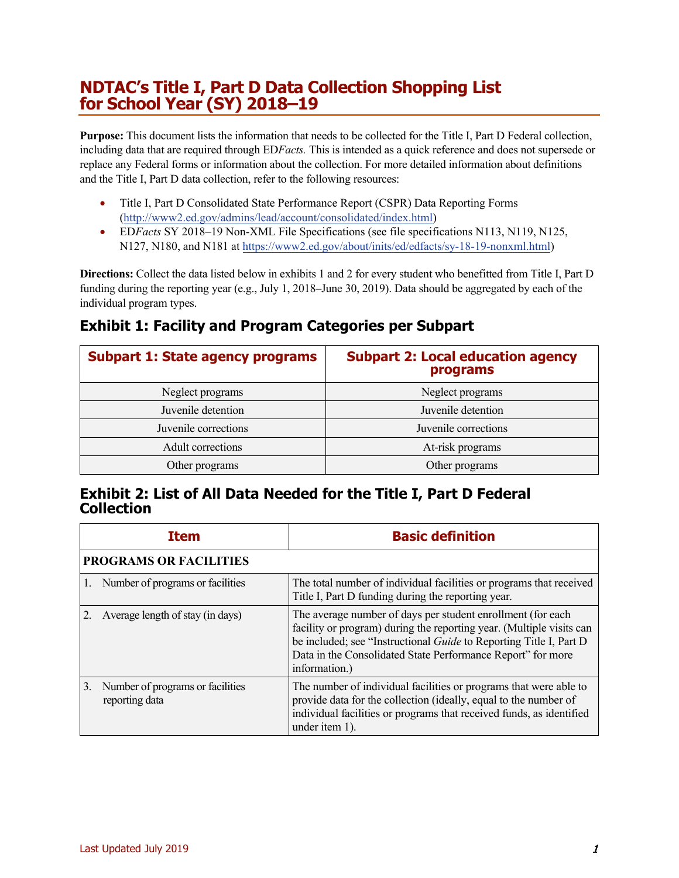# NDTAC's Title I, Part D Data Collection Shopping List for School Year (SY) 2018–19

**Purpose:** This document lists the information that needs to be collected for the Title I, Part D Federal collection, including data that are required through ED*Facts.* This is intended as a quick reference and does not supersede or replace any Federal forms or information about the collection. For more detailed information about definitions and the Title I, Part D data collection, refer to the following resources:

- Title I, Part D Consolidated State Performance Report (CSPR) Data Reporting Forms (http://www2.ed.gov/admins/lead/account/consolidated/index.html)
- ED*Facts* SY 2018–19 Non-XML File Specifications (see file specifications N113, N119, N125, N127, N180, and N181 at https://www2.ed.gov/about/inits/ed/edfacts/sy-18-19-nonxml.html)

**Directions:** Collect the data listed below in exhibits 1 and 2 for every student who benefitted from Title I, Part D funding during the reporting year (e.g., July 1, 2018–June 30, 2019). Data should be aggregated by each of the individual program types.

## Exhibit 1: Facility and Program Categories per Subpart

| Subpart 1: State agency programs | Subpart 2: Local education agency programs |
|---|---|
| Neglect programs | Neglect programs |
| Juvenile detention | Juvenile detention |
| Juvenile corrections | Juvenile corrections |
| Adult corrections | At-risk programs |
| Other programs | Other programs |

## Exhibit 2: List of All Data Needed for the Title I, Part D Federal Collection

| Item | Basic definition |
|---|---|
| **PROGRAMS OR FACILITIES** | |
| 1. Number of programs or facilities | The total number of individual facilities or programs that received Title I, Part D funding during the reporting year. |
| 2. Average length of stay (in days) | The average number of days per student enrollment (for each facility or program) during the reporting year. (Multiple visits can be included; see "Instructional *Guide* to Reporting Title I, Part D Data in the Consolidated State Performance Report" for more information.) |
| 3. Number of programs or facilities reporting data | The number of individual facilities or programs that were able to provide data for the collection (ideally, equal to the number of individual facilities or programs that received funds, as identified under item 1). |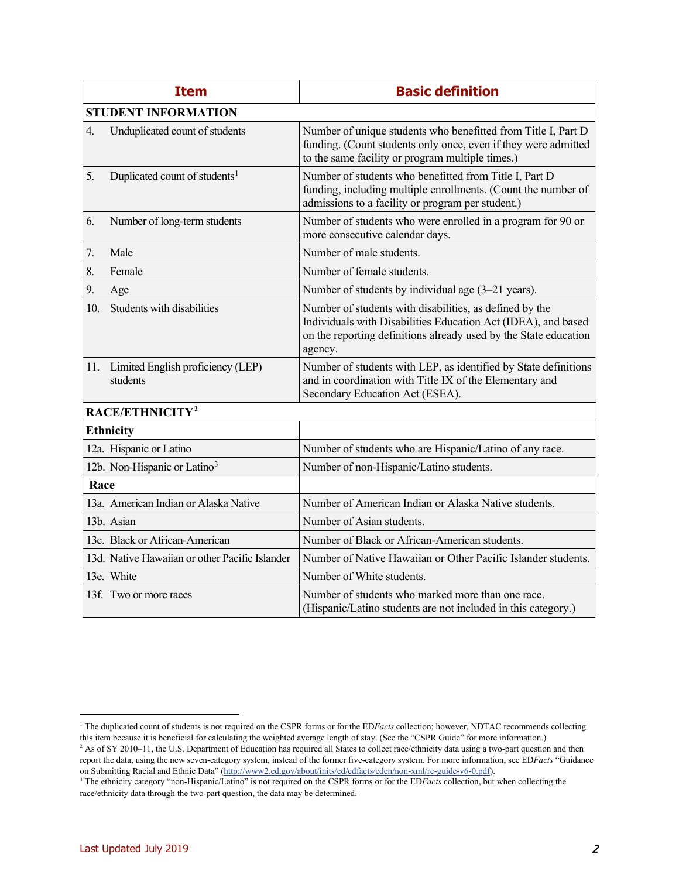| Item | Basic definition |
|---|---|
| **STUDENT INFORMATION** | |
| 4. Unduplicated count of students | Number of unique students who benefitted from Title I, Part D funding. (Count students only once, even if they were admitted to the same facility or program multiple times.) |
| 5. Duplicated count of students[1] | Number of students who benefitted from Title I, Part D funding, including multiple enrollments. (Count the number of admissions to a facility or program per student.) |
| 6. Number of long-term students | Number of students who were enrolled in a program for 90 or more consecutive calendar days. |
| 7. Male | Number of male students. |
| 8. Female | Number of female students. |
| 9. Age | Number of students by individual age (3–21 years). |
| 10. Students with disabilities | Number of students with disabilities, as defined by the Individuals with Disabilities Education Act (IDEA), and based on the reporting definitions already used by the State education agency. |
| 11. Limited English proficiency (LEP) students | Number of students with LEP, as identified by State definitions and in coordination with Title IX of the Elementary and Secondary Education Act (ESEA). |
| **RACE/ETHNICITY[2]** | |
| **Ethnicity** | |
| 12a. Hispanic or Latino | Number of students who are Hispanic/Latino of any race. |
| 12b. Non-Hispanic or Latino[3] | Number of non-Hispanic/Latino students. |
| **Race** | |
| 13a. American Indian or Alaska Native | Number of American Indian or Alaska Native students. |
| 13b. Asian | Number of Asian students. |
| 13c. Black or African-American | Number of Black or African-American students. |
| 13d. Native Hawaiian or other Pacific Islander | Number of Native Hawaiian or Other Pacific Islander students. |
| 13e. White | Number of White students. |
| 13f. Two or more races | Number of students who marked more than one race. (Hispanic/Latino students are not included in this category.) |

[1] The duplicated count of students is not required on the CSPR forms or for the ED*Facts* collection; however, NDTAC recommends collecting this item because it is beneficial for calculating the weighted average length of stay. (See the "CSPR Guide" for more information.)

[2] As of SY 2010–11, the U.S. Department of Education has required all States to collect race/ethnicity data using a two-part question and then report the data, using the new seven-category system, instead of the former five-category system. For more information, see ED*Facts* "Guidance on Submitting Racial and Ethnic Data" (http://www2.ed.gov/about/inits/ed/edfacts/eden/non-xml/re-guide-v6-0.pdf).

[3] The ethnicity category "non-Hispanic/Latino" is not required on the CSPR forms or for the ED*Facts* collection, but when collecting the race/ethnicity data through the two-part question, the data may be determined.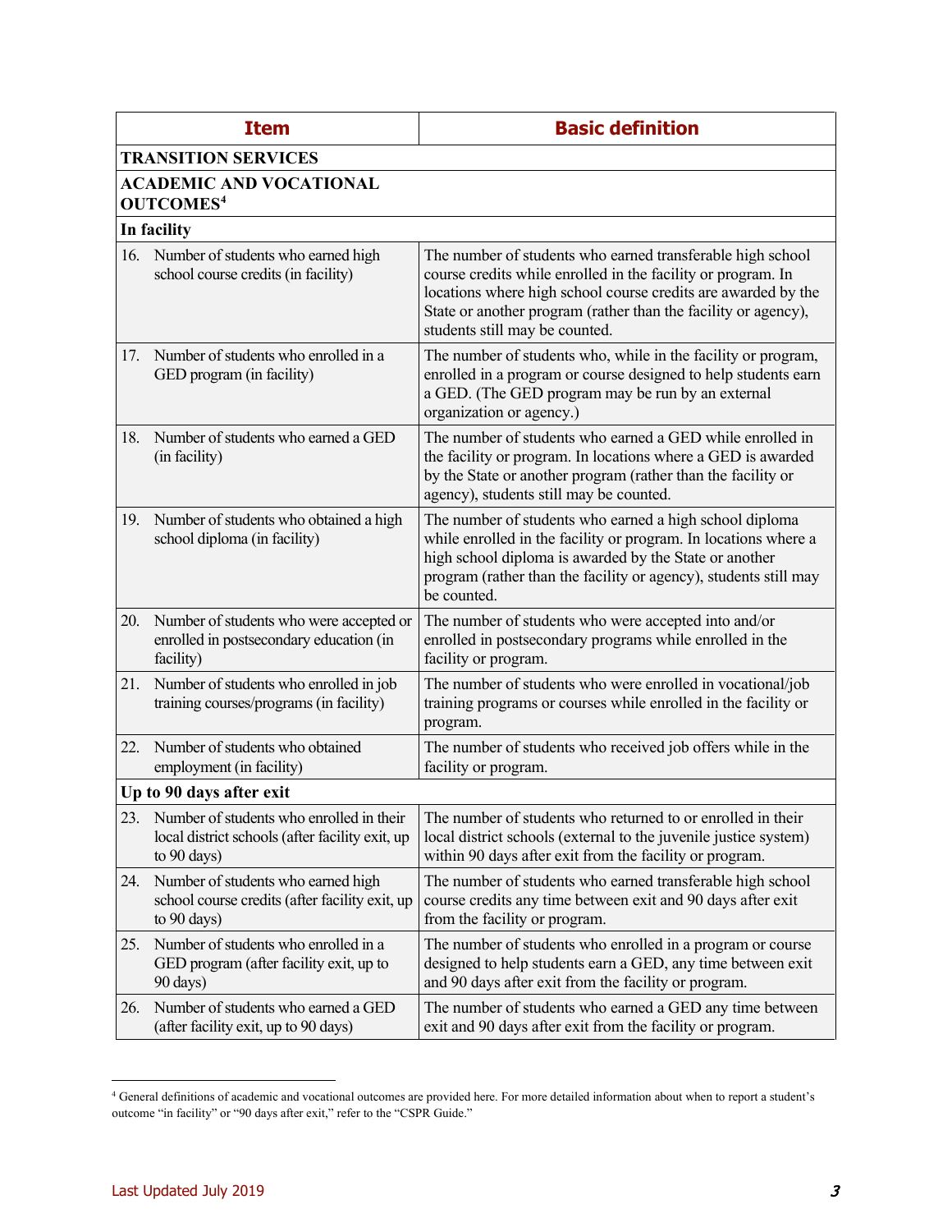| Item | Basic definition |
|---|---|
| **TRANSITION SERVICES** | |
| **ACADEMIC AND VOCATIONAL OUTCOMES**[4] | |
| **In facility** | |
| 16. Number of students who earned high school course credits (in facility) | The number of students who earned transferable high school course credits while enrolled in the facility or program. In locations where high school course credits are awarded by the State or another program (rather than the facility or agency), students still may be counted. |
| 17. Number of students who enrolled in a GED program (in facility) | The number of students who, while in the facility or program, enrolled in a program or course designed to help students earn a GED. (The GED program may be run by an external organization or agency.) |
| 18. Number of students who earned a GED (in facility) | The number of students who earned a GED while enrolled in the facility or program. In locations where a GED is awarded by the State or another program (rather than the facility or agency), students still may be counted. |
| 19. Number of students who obtained a high school diploma (in facility) | The number of students who earned a high school diploma while enrolled in the facility or program. In locations where a high school diploma is awarded by the State or another program (rather than the facility or agency), students still may be counted. |
| 20. Number of students who were accepted or enrolled in postsecondary education (in facility) | The number of students who were accepted into and/or enrolled in postsecondary programs while enrolled in the facility or program. |
| 21. Number of students who enrolled in job training courses/programs (in facility) | The number of students who were enrolled in vocational/job training programs or courses while enrolled in the facility or program. |
| 22. Number of students who obtained employment (in facility) | The number of students who received job offers while in the facility or program. |
| **Up to 90 days after exit** | |
| 23. Number of students who enrolled in their local district schools (after facility exit, up to 90 days) | The number of students who returned to or enrolled in their local district schools (external to the juvenile justice system) within 90 days after exit from the facility or program. |
| 24. Number of students who earned high school course credits (after facility exit, up to 90 days) | The number of students who earned transferable high school course credits any time between exit and 90 days after exit from the facility or program. |
| 25. Number of students who enrolled in a GED program (after facility exit, up to 90 days) | The number of students who enrolled in a program or course designed to help students earn a GED, any time between exit and 90 days after exit from the facility or program. |
| 26. Number of students who earned a GED (after facility exit, up to 90 days) | The number of students who earned a GED any time between exit and 90 days after exit from the facility or program. |

[4] General definitions of academic and vocational outcomes are provided here. For more detailed information about when to report a student's outcome "in facility" or "90 days after exit," refer to the "CSPR Guide."

Last Updated July 2019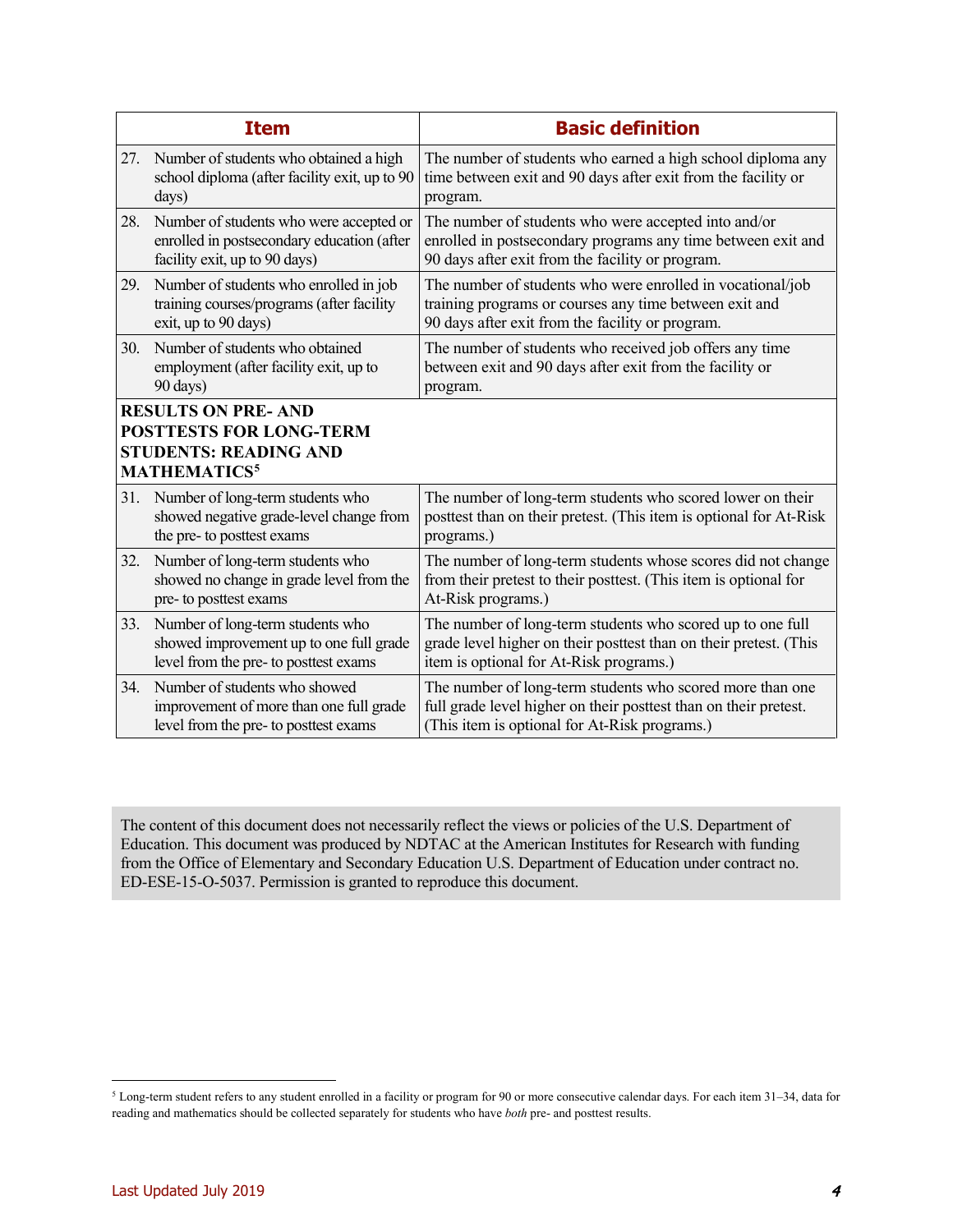| Item | Basic definition |
| --- | --- |
| 27. Number of students who obtained a high school diploma (after facility exit, up to 90 days) | The number of students who earned a high school diploma any time between exit and 90 days after exit from the facility or program. |
| 28. Number of students who were accepted or enrolled in postsecondary education (after facility exit, up to 90 days) | The number of students who were accepted into and/or enrolled in postsecondary programs any time between exit and 90 days after exit from the facility or program. |
| 29. Number of students who enrolled in job training courses/programs (after facility exit, up to 90 days) | The number of students who were enrolled in vocational/job training programs or courses any time between exit and 90 days after exit from the facility or program. |
| 30. Number of students who obtained employment (after facility exit, up to 90 days) | The number of students who received job offers any time between exit and 90 days after exit from the facility or program. |
| **RESULTS ON PRE- AND POSTTESTS FOR LONG-TERM STUDENTS: READING AND MATHEMATICS**[5] | |
| 31. Number of long-term students who showed negative grade-level change from the pre- to posttest exams | The number of long-term students who scored lower on their posttest than on their pretest. (This item is optional for At-Risk programs.) |
| 32. Number of long-term students who showed no change in grade level from the pre- to posttest exams | The number of long-term students whose scores did not change from their pretest to their posttest. (This item is optional for At-Risk programs.) |
| 33. Number of long-term students who showed improvement up to one full grade level from the pre- to posttest exams | The number of long-term students who scored up to one full grade level higher on their posttest than on their pretest. (This item is optional for At-Risk programs.) |
| 34. Number of students who showed improvement of more than one full grade level from the pre- to posttest exams | The number of long-term students who scored more than one full grade level higher on their posttest than on their pretest. (This item is optional for At-Risk programs.) |

The content of this document does not necessarily reflect the views or policies of the U.S. Department of Education. This document was produced by NDTAC at the American Institutes for Research with funding from the Office of Elementary and Secondary Education U.S. Department of Education under contract no. ED-ESE-15-O-5037. Permission is granted to reproduce this document.

[5] Long-term student refers to any student enrolled in a facility or program for 90 or more consecutive calendar days. For each item 31–34, data for reading and mathematics should be collected separately for students who have *both* pre- and posttest results.